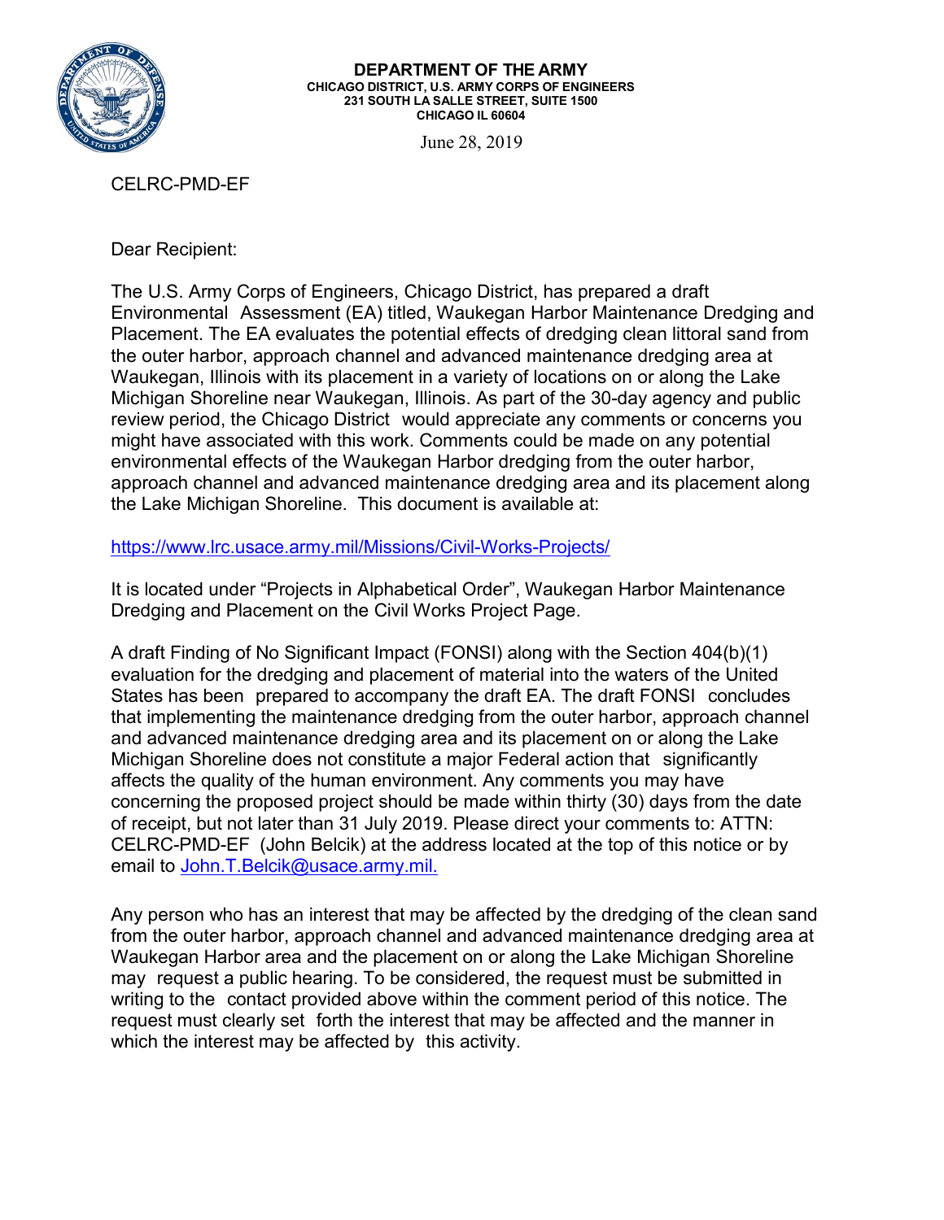**DEPARTMENT OF THE ARMY**
**CHICAGO DISTRICT, U.S. ARMY CORPS OF ENGINEERS**
**231 SOUTH LA SALLE STREET, SUITE 1500**
**CHICAGO IL 60604**

June 28, 2019

CELRC-PMD-EF

Dear Recipient:

The U.S. Army Corps of Engineers, Chicago District, has prepared a draft Environmental Assessment (EA) titled, Waukegan Harbor Maintenance Dredging and Placement. The EA evaluates the potential effects of dredging clean littoral sand from the outer harbor, approach channel and advanced maintenance dredging area at Waukegan, Illinois with its placement in a variety of locations on or along the Lake Michigan Shoreline near Waukegan, Illinois. As part of the 30-day agency and public review period, the Chicago District would appreciate any comments or concerns you might have associated with this work. Comments could be made on any potential environmental effects of the Waukegan Harbor dredging from the outer harbor, approach channel and advanced maintenance dredging area and its placement along the Lake Michigan Shoreline. This document is available at:

https://www.lrc.usace.army.mil/Missions/Civil-Works-Projects/

It is located under "Projects in Alphabetical Order", Waukegan Harbor Maintenance Dredging and Placement on the Civil Works Project Page.

A draft Finding of No Significant Impact (FONSI) along with the Section 404(b)(1) evaluation for the dredging and placement of material into the waters of the United States has been prepared to accompany the draft EA. The draft FONSI concludes that implementing the maintenance dredging from the outer harbor, approach channel and advanced maintenance dredging area and its placement on or along the Lake Michigan Shoreline does not constitute a major Federal action that significantly affects the quality of the human environment. Any comments you may have concerning the proposed project should be made within thirty (30) days from the date of receipt, but not later than 31 July 2019. Please direct your comments to: ATTN: CELRC-PMD-EF (John Belcik) at the address located at the top of this notice or by email to John.T.Belcik@usace.army.mil.

Any person who has an interest that may be affected by the dredging of the clean sand from the outer harbor, approach channel and advanced maintenance dredging area at Waukegan Harbor area and the placement on or along the Lake Michigan Shoreline may request a public hearing. To be considered, the request must be submitted in writing to the contact provided above within the comment period of this notice. The request must clearly set forth the interest that may be affected and the manner in which the interest may be affected by this activity.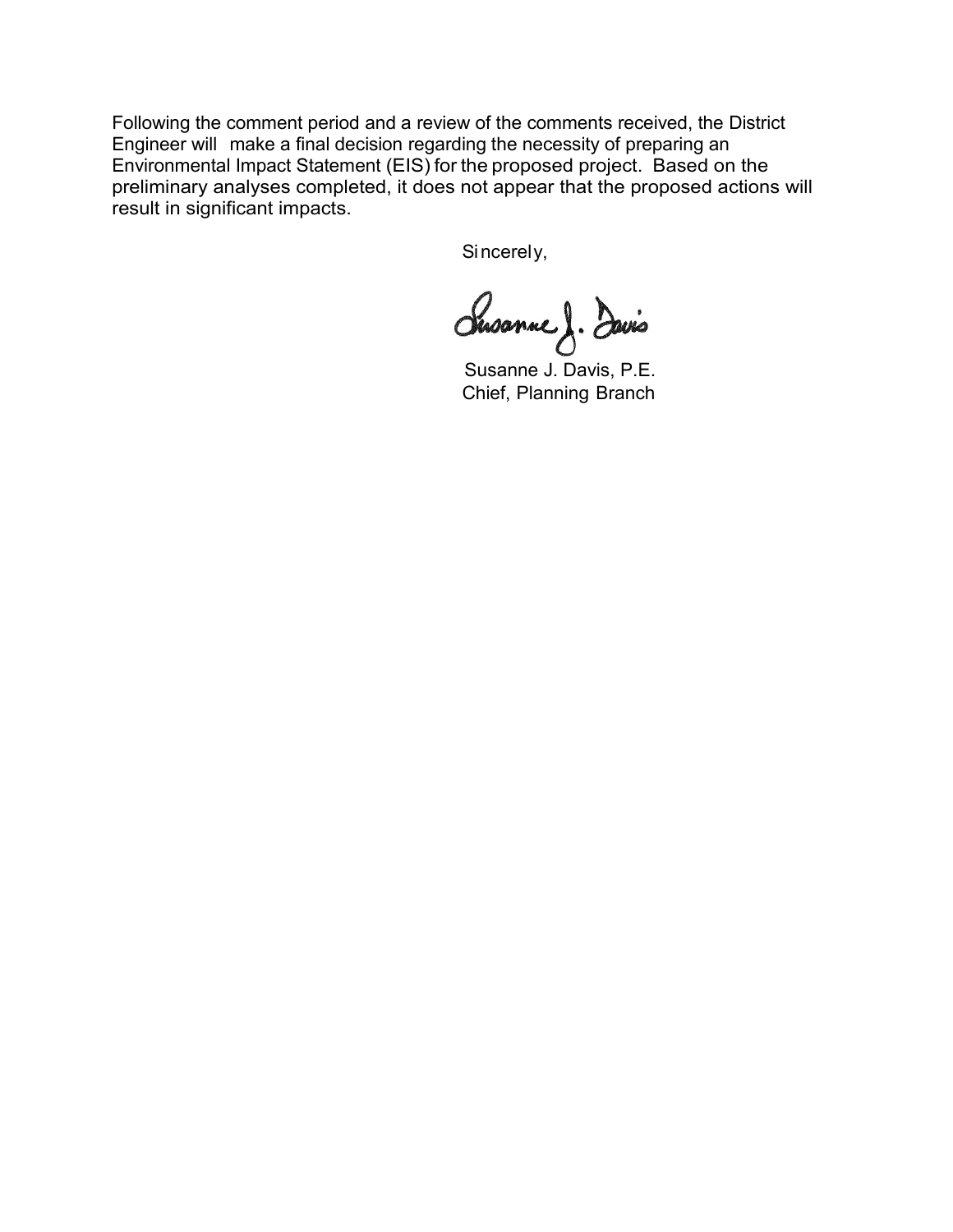Following the comment period and a review of the comments received, the District Engineer will make a final decision regarding the necessity of preparing an Environmental Impact Statement (EIS) for the proposed project. Based on the preliminary analyses completed, it does not appear that the proposed actions will result in significant impacts.

Sincerely,

Susanne J. Davis

Susanne J. Davis, P.E.
Chief, Planning Branch